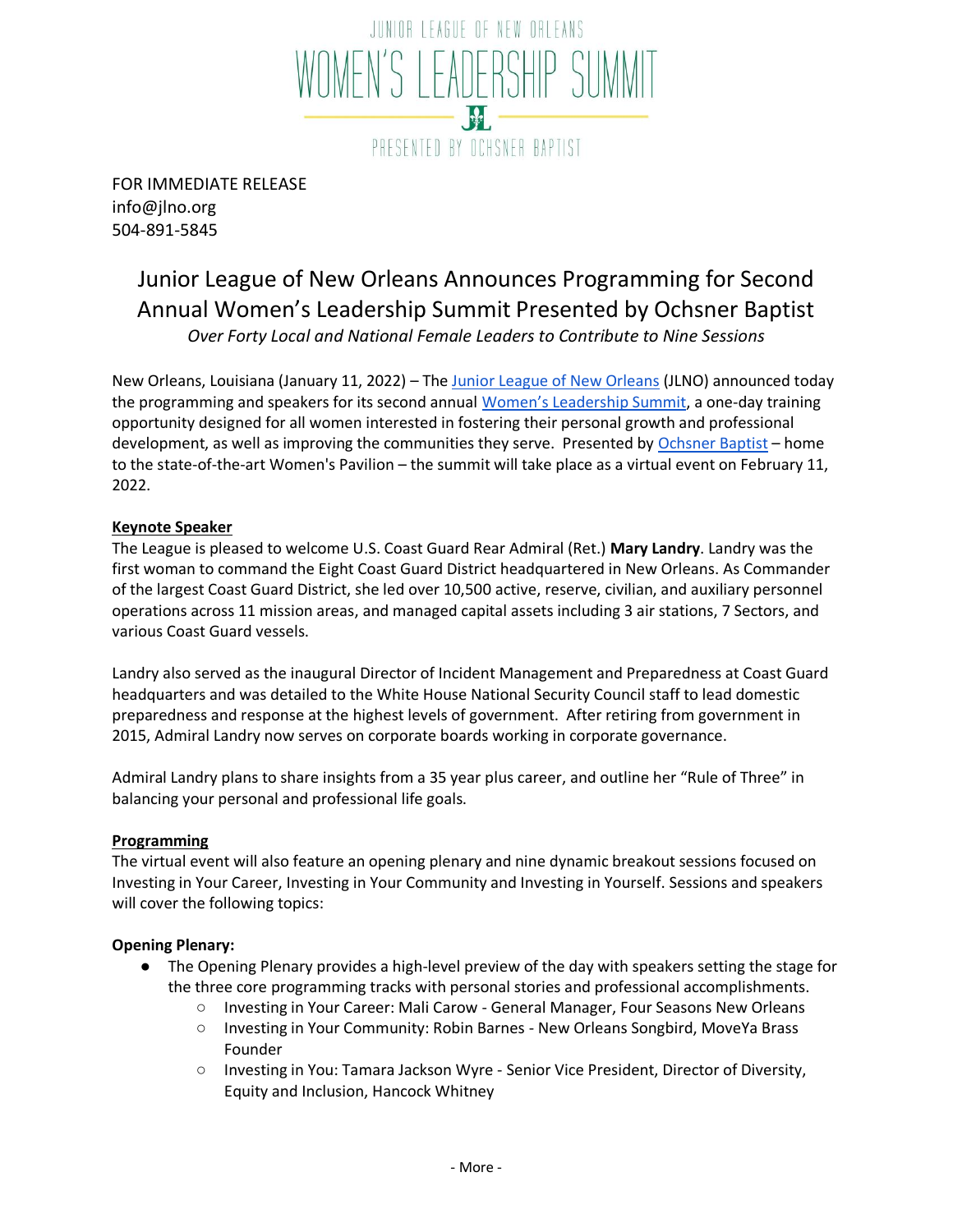JUNIOR LEAGUE OF NEW ORLEANS

# WOMEN'S LEADERSHIP SUMMIT

PRESENTED BY OCHSNER BAPTIST

FOR IMMEDIATE RELEASE
info@jlno.org
504-891-5845

## Junior League of New Orleans Announces Programming for Second Annual Women's Leadership Summit Presented by Ochsner Baptist

*Over Forty Local and National Female Leaders to Contribute to Nine Sessions*

New Orleans, Louisiana (January 11, 2022) – The Junior League of New Orleans (JLNO) announced today the programming and speakers for its second annual Women's Leadership Summit, a one-day training opportunity designed for all women interested in fostering their personal growth and professional development, as well as improving the communities they serve. Presented by Ochsner Baptist – home to the state-of-the-art Women's Pavilion – the summit will take place as a virtual event on February 11, 2022.

**Keynote Speaker**

The League is pleased to welcome U.S. Coast Guard Rear Admiral (Ret.) **Mary Landry**. Landry was the first woman to command the Eight Coast Guard District headquartered in New Orleans. As Commander of the largest Coast Guard District, she led over 10,500 active, reserve, civilian, and auxiliary personnel operations across 11 mission areas, and managed capital assets including 3 air stations, 7 Sectors, and various Coast Guard vessels.

Landry also served as the inaugural Director of Incident Management and Preparedness at Coast Guard headquarters and was detailed to the White House National Security Council staff to lead domestic preparedness and response at the highest levels of government. After retiring from government in 2015, Admiral Landry now serves on corporate boards working in corporate governance.

Admiral Landry plans to share insights from a 35 year plus career, and outline her "Rule of Three" in balancing your personal and professional life goals.

**Programming**

The virtual event will also feature an opening plenary and nine dynamic breakout sessions focused on Investing in Your Career, Investing in Your Community and Investing in Yourself. Sessions and speakers will cover the following topics:

**Opening Plenary:**

- The Opening Plenary provides a high-level preview of the day with speakers setting the stage for the three core programming tracks with personal stories and professional accomplishments.
  - Investing in Your Career: Mali Carow - General Manager, Four Seasons New Orleans
  - Investing in Your Community: Robin Barnes - New Orleans Songbird, MoveYa Brass Founder
  - Investing in You: Tamara Jackson Wyre - Senior Vice President, Director of Diversity, Equity and Inclusion, Hancock Whitney

- More -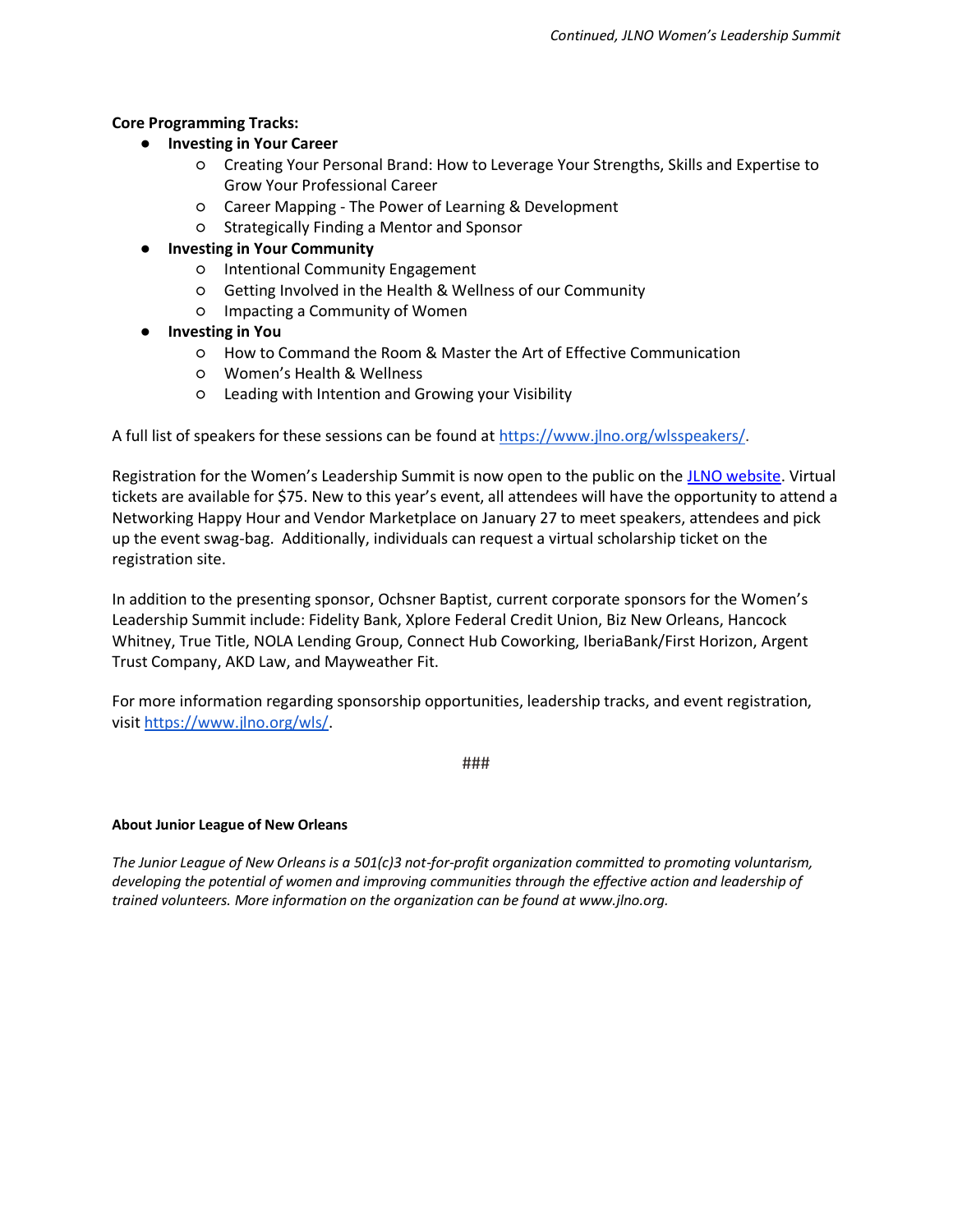**Core Programming Tracks:**

- **Investing in Your Career**
  - Creating Your Personal Brand: How to Leverage Your Strengths, Skills and Expertise to Grow Your Professional Career
  - Career Mapping - The Power of Learning & Development
  - Strategically Finding a Mentor and Sponsor
- **Investing in Your Community**
  - Intentional Community Engagement
  - Getting Involved in the Health & Wellness of our Community
  - Impacting a Community of Women
- **Investing in You**
  - How to Command the Room & Master the Art of Effective Communication
  - Women's Health & Wellness
  - Leading with Intention and Growing your Visibility

A full list of speakers for these sessions can be found at https://www.jlno.org/wlsspeakers/.

Registration for the Women's Leadership Summit is now open to the public on the JLNO website. Virtual tickets are available for $75. New to this year's event, all attendees will have the opportunity to attend a Networking Happy Hour and Vendor Marketplace on January 27 to meet speakers, attendees and pick up the event swag-bag. Additionally, individuals can request a virtual scholarship ticket on the registration site.

In addition to the presenting sponsor, Ochsner Baptist, current corporate sponsors for the Women's Leadership Summit include: Fidelity Bank, Xplore Federal Credit Union, Biz New Orleans, Hancock Whitney, True Title, NOLA Lending Group, Connect Hub Coworking, IberiaBank/First Horizon, Argent Trust Company, AKD Law, and Mayweather Fit.

For more information regarding sponsorship opportunities, leadership tracks, and event registration, visit https://www.jlno.org/wls/.

###

**About Junior League of New Orleans**

*The Junior League of New Orleans is a 501(c)3 not-for-profit organization committed to promoting voluntarism, developing the potential of women and improving communities through the effective action and leadership of trained volunteers. More information on the organization can be found at www.jlno.org.*